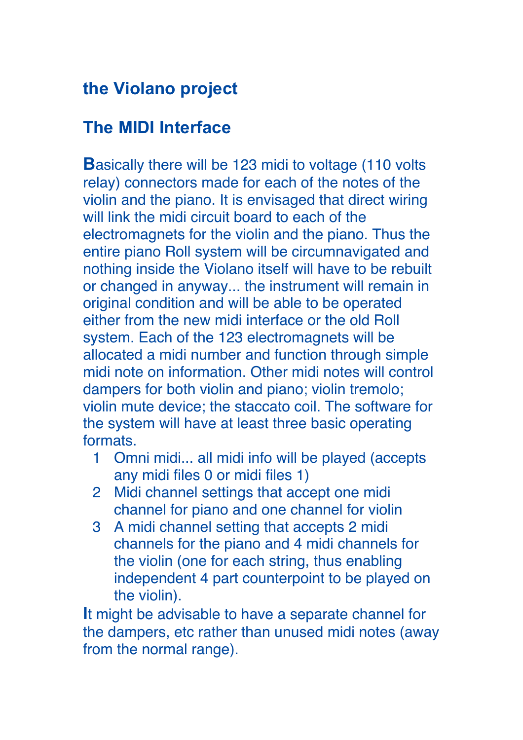# the Violano project

## The MIDI Interface

**B**asically there will be 123 midi to voltage (110 volts relay) connectors made for each of the notes of the violin and the piano. It is envisaged that direct wiring will link the midi circuit board to each of the electromagnets for the violin and the piano. Thus the entire piano Roll system will be circumnavigated and nothing inside the Violano itself will have to be rebuilt or changed in anyway... the instrument will remain in original condition and will be able to be operated either from the new midi interface or the old Roll system. Each of the 123 electromagnets will be allocated a midi number and function through simple midi note on information. Other midi notes will control dampers for both violin and piano; violin tremolo; violin mute device; the staccato coil. The software for the system will have at least three basic operating formats.

1. Omni midi... all midi info will be played (accepts any midi files 0 or midi files 1)
2. Midi channel settings that accept one midi channel for piano and one channel for violin
3. A midi channel setting that accepts 2 midi channels for the piano and 4 midi channels for the violin (one for each string, thus enabling independent 4 part counterpoint to be played on the violin).

**I**t might be advisable to have a separate channel for the dampers, etc rather than unused midi notes (away from the normal range).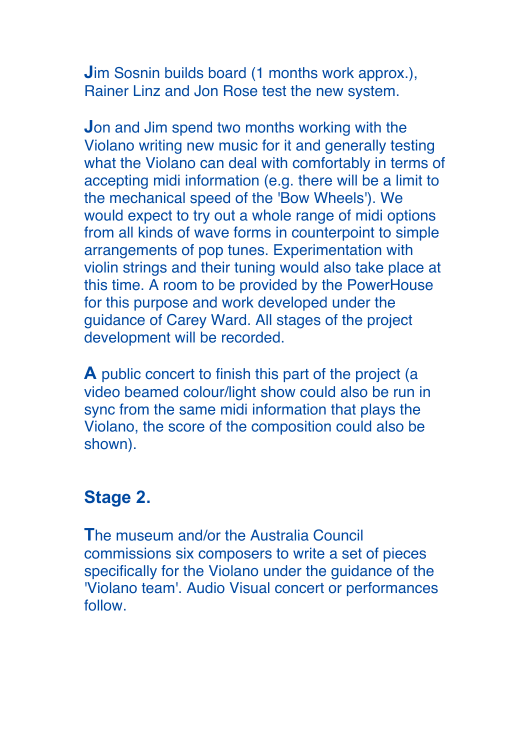**J**im Sosnin builds board (1 months work approx.), Rainer Linz and Jon Rose test the new system.

**J**on and Jim spend two months working with the Violano writing new music for it and generally testing what the Violano can deal with comfortably in terms of accepting midi information (e.g. there will be a limit to the mechanical speed of the 'Bow Wheels'). We would expect to try out a whole range of midi options from all kinds of wave forms in counterpoint to simple arrangements of pop tunes. Experimentation with violin strings and their tuning would also take place at this time. A room to be provided by the PowerHouse for this purpose and work developed under the guidance of Carey Ward. All stages of the project development will be recorded.

**A** public concert to finish this part of the project (a video beamed colour/light show could also be run in sync from the same midi information that plays the Violano, the score of the composition could also be shown).

## Stage 2.

**T**he museum and/or the Australia Council commissions six composers to write a set of pieces specifically for the Violano under the guidance of the 'Violano team'. Audio Visual concert or performances follow.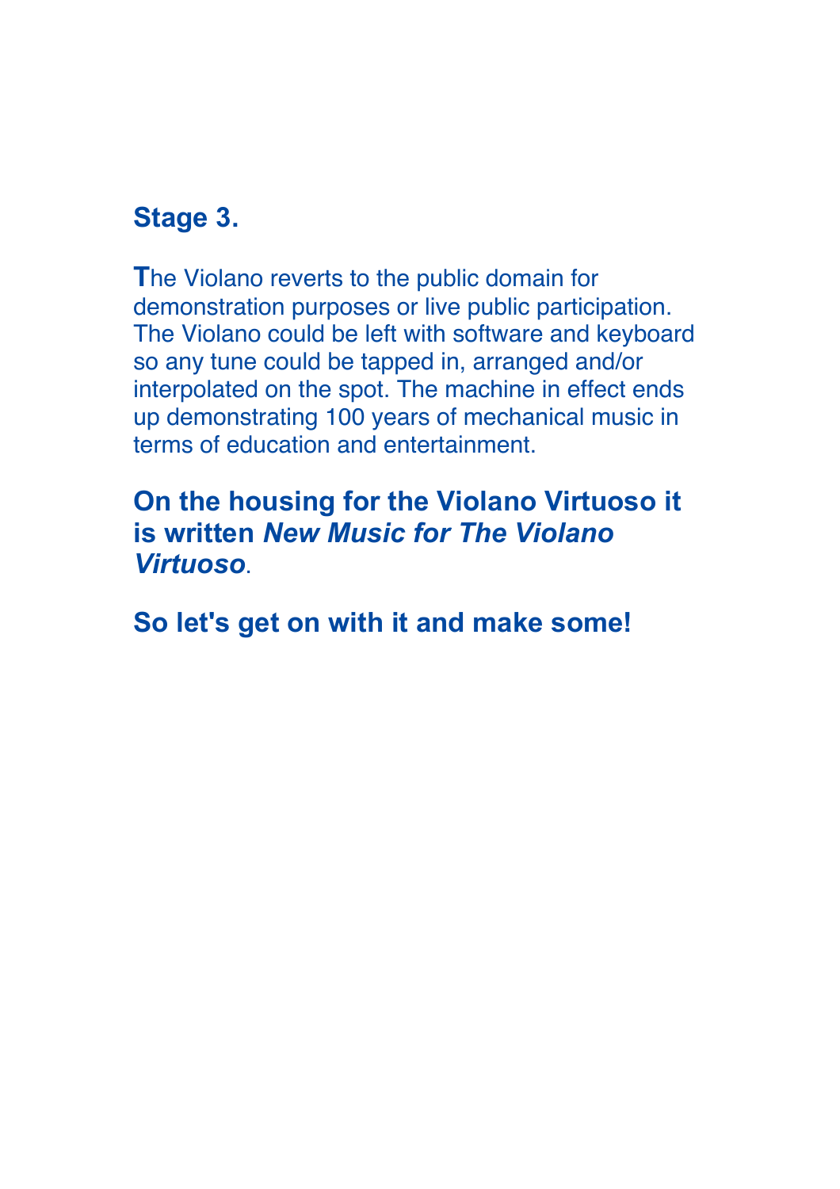## Stage 3.

The Violano reverts to the public domain for demonstration purposes or live public participation. The Violano could be left with software and keyboard so any tune could be tapped in, arranged and/or interpolated on the spot. The machine in effect ends up demonstrating 100 years of mechanical music in terms of education and entertainment.

**On the housing for the Violano Virtuoso it is written *New Music for The Violano Virtuoso*.**

**So let's get on with it and make some!**